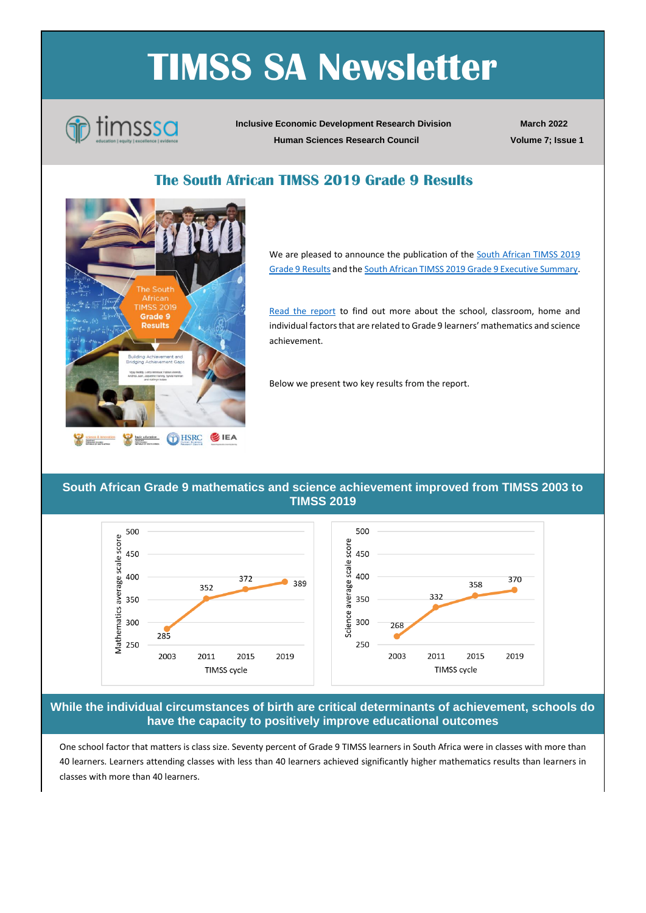# TIMSS SA Newsletter

**Inclusive Economic Development Research Division**
**Human Sciences Research Council**

**March 2022**
**Volume 7; Issue 1**

## The South African TIMSS 2019 Grade 9 Results

We are pleased to announce the publication of the South African TIMSS 2019 Grade 9 Results and the South African TIMSS 2019 Grade 9 Executive Summary.

Read the report to find out more about the school, classroom, home and individual factors that are related to Grade 9 learners' mathematics and science achievement.

Below we present two key results from the report.

### South African Grade 9 mathematics and science achievement improved from TIMSS 2003 to TIMSS 2019

| TIMSS cycle | Mathematics average scale score | Science average scale score |
|---|---|---|
| 2003 | 285 | 268 |
| 2011 | 352 | 332 |
| 2015 | 372 | 358 |
| 2019 | 389 | 370 |

### While the individual circumstances of birth are critical determinants of achievement, schools do have the capacity to positively improve educational outcomes

One school factor that matters is class size. Seventy percent of Grade 9 TIMSS learners in South Africa were in classes with more than 40 learners. Learners attending classes with less than 40 learners achieved significantly higher mathematics results than learners in classes with more than 40 learners.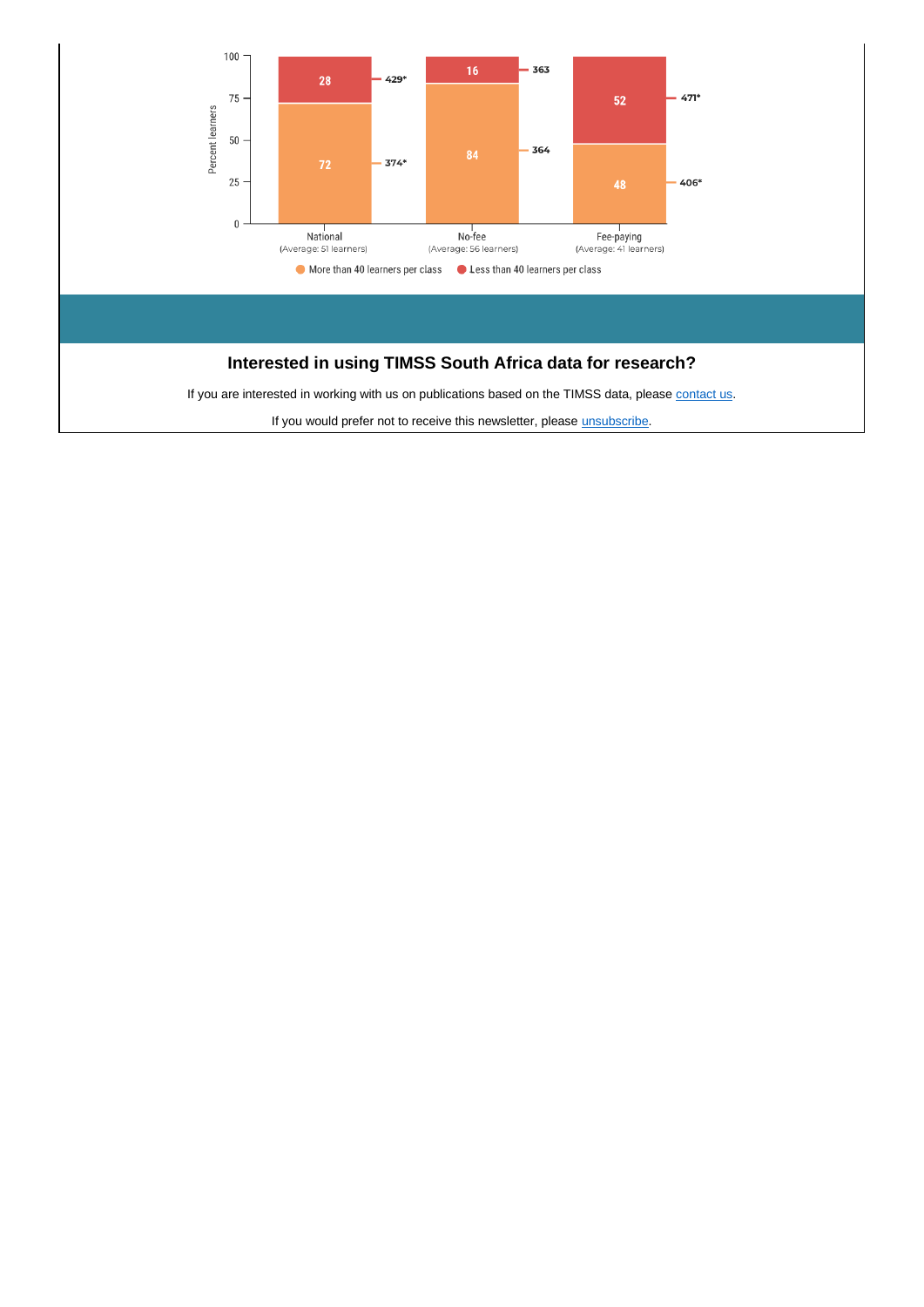100
75
50
25
0

Percent learners

28
429*
72
374*
National
(Average: 51 learners)

16
363
84
364
No-fee
(Average: 56 learners)

52
471*
48
406*
Fee-paying
(Average: 41 learners)

More than 40 learners per class
Less than 40 learners per class

### Interested in using TIMSS South Africa data for research?

If you are interested in working with us on publications based on the TIMSS data, please contact us.

If you would prefer not to receive this newsletter, please unsubscribe.